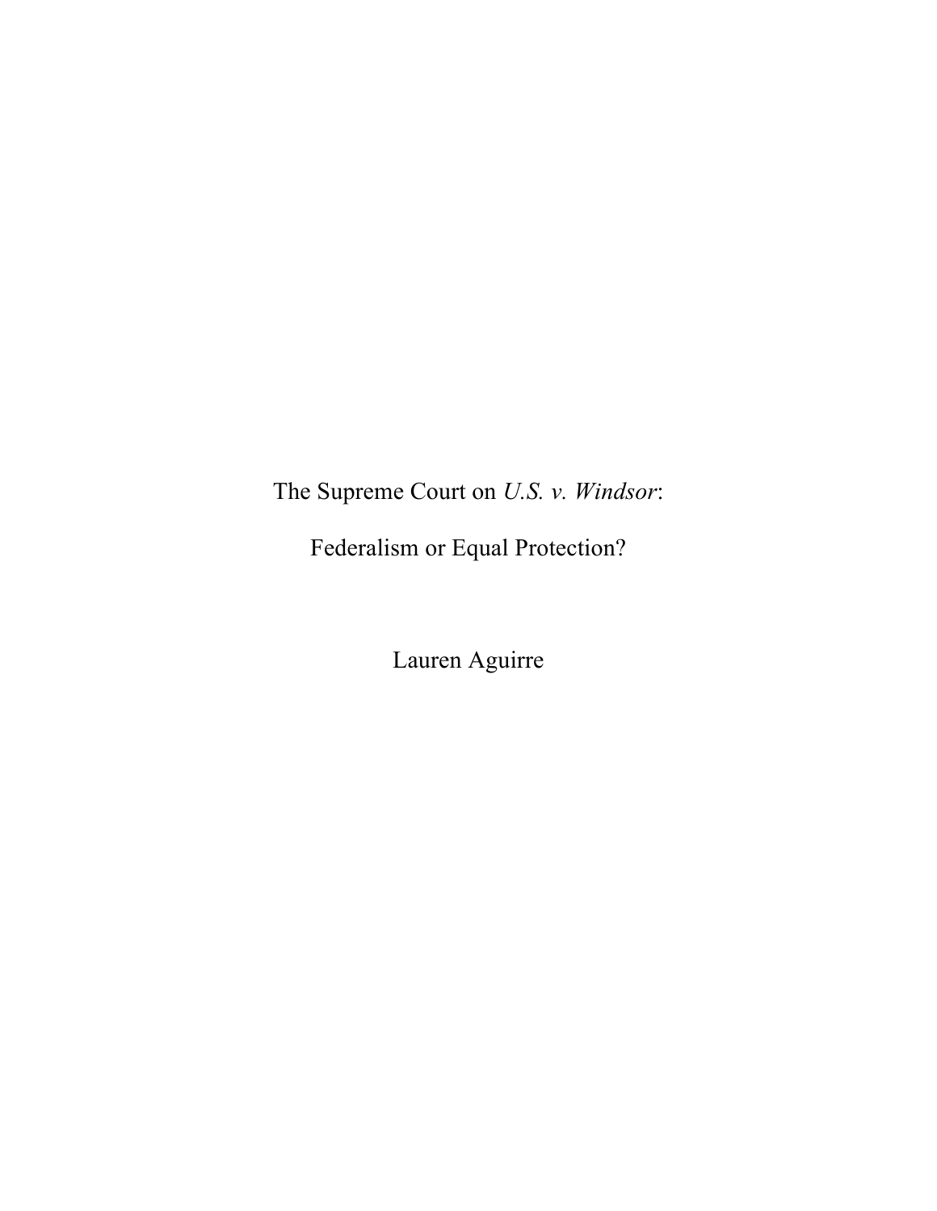# The Supreme Court on *U.S. v. Windsor*:

# Federalism or Equal Protection?

Lauren Aguirre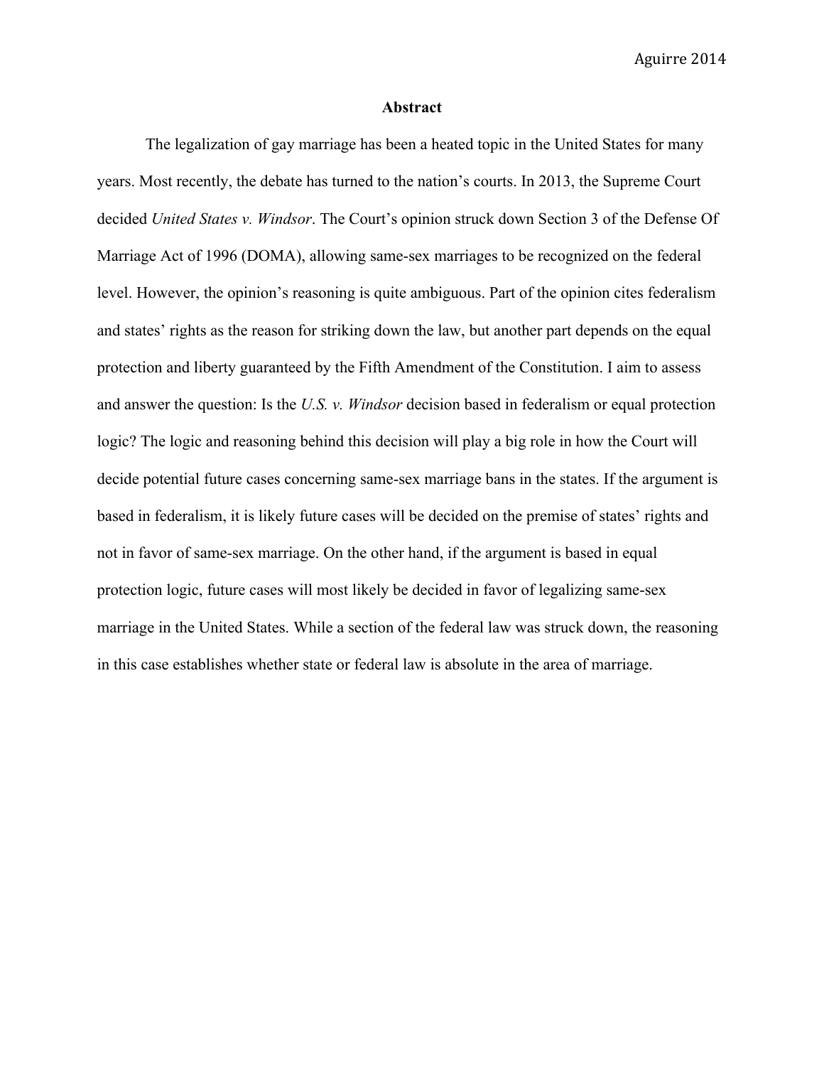## Abstract

The legalization of gay marriage has been a heated topic in the United States for many years. Most recently, the debate has turned to the nation's courts. In 2013, the Supreme Court decided *United States v. Windsor*. The Court's opinion struck down Section 3 of the Defense Of Marriage Act of 1996 (DOMA), allowing same-sex marriages to be recognized on the federal level. However, the opinion's reasoning is quite ambiguous. Part of the opinion cites federalism and states' rights as the reason for striking down the law, but another part depends on the equal protection and liberty guaranteed by the Fifth Amendment of the Constitution. I aim to assess and answer the question: Is the *U.S. v. Windsor* decision based in federalism or equal protection logic? The logic and reasoning behind this decision will play a big role in how the Court will decide potential future cases concerning same-sex marriage bans in the states. If the argument is based in federalism, it is likely future cases will be decided on the premise of states' rights and not in favor of same-sex marriage. On the other hand, if the argument is based in equal protection logic, future cases will most likely be decided in favor of legalizing same-sex marriage in the United States. While a section of the federal law was struck down, the reasoning in this case establishes whether state or federal law is absolute in the area of marriage.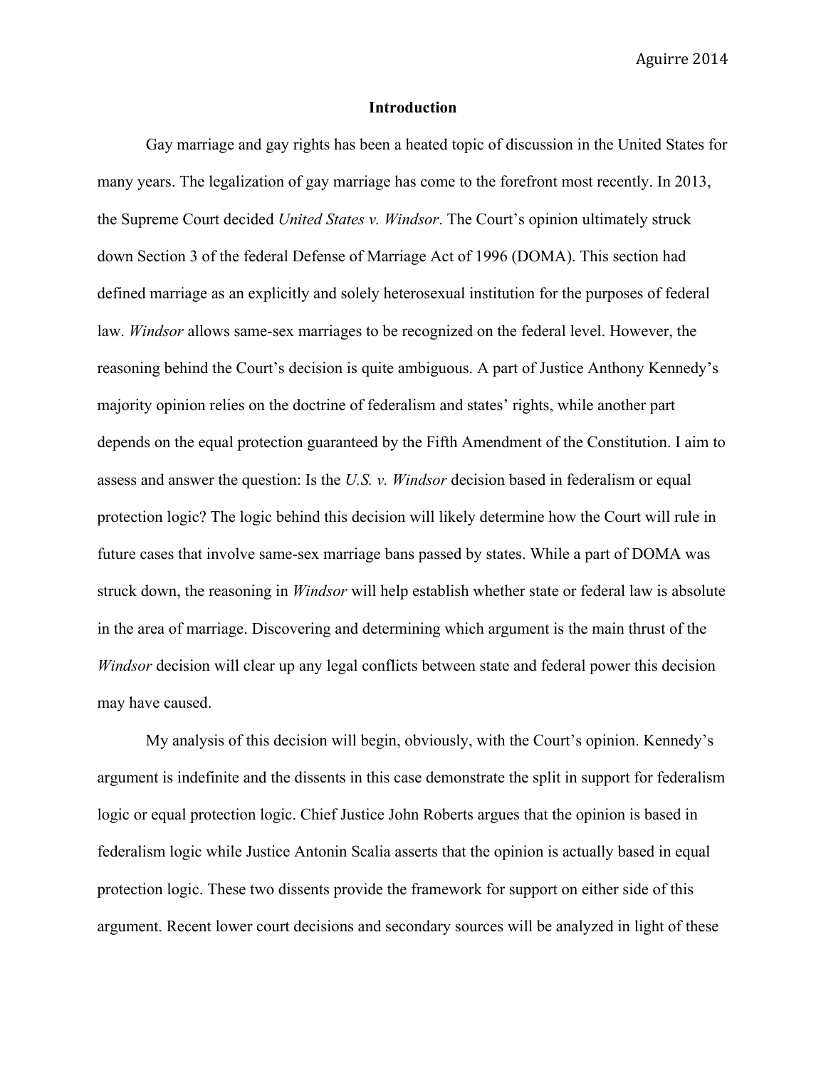## Introduction

Gay marriage and gay rights has been a heated topic of discussion in the United States for many years. The legalization of gay marriage has come to the forefront most recently. In 2013, the Supreme Court decided *United States v. Windsor*. The Court's opinion ultimately struck down Section 3 of the federal Defense of Marriage Act of 1996 (DOMA). This section had defined marriage as an explicitly and solely heterosexual institution for the purposes of federal law. *Windsor* allows same-sex marriages to be recognized on the federal level. However, the reasoning behind the Court's decision is quite ambiguous. A part of Justice Anthony Kennedy's majority opinion relies on the doctrine of federalism and states' rights, while another part depends on the equal protection guaranteed by the Fifth Amendment of the Constitution. I aim to assess and answer the question: Is the *U.S. v. Windsor* decision based in federalism or equal protection logic? The logic behind this decision will likely determine how the Court will rule in future cases that involve same-sex marriage bans passed by states. While a part of DOMA was struck down, the reasoning in *Windsor* will help establish whether state or federal law is absolute in the area of marriage. Discovering and determining which argument is the main thrust of the *Windsor* decision will clear up any legal conflicts between state and federal power this decision may have caused.

My analysis of this decision will begin, obviously, with the Court's opinion. Kennedy's argument is indefinite and the dissents in this case demonstrate the split in support for federalism logic or equal protection logic. Chief Justice John Roberts argues that the opinion is based in federalism logic while Justice Antonin Scalia asserts that the opinion is actually based in equal protection logic. These two dissents provide the framework for support on either side of this argument. Recent lower court decisions and secondary sources will be analyzed in light of these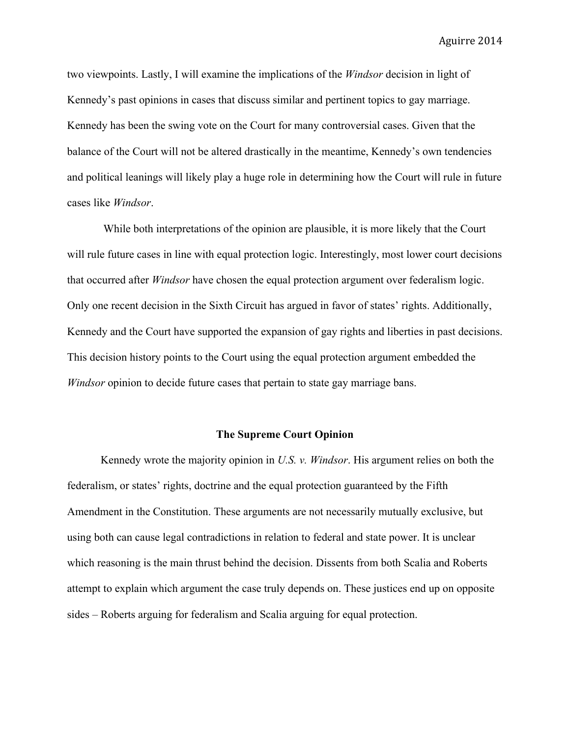two viewpoints. Lastly, I will examine the implications of the *Windsor* decision in light of Kennedy's past opinions in cases that discuss similar and pertinent topics to gay marriage. Kennedy has been the swing vote on the Court for many controversial cases. Given that the balance of the Court will not be altered drastically in the meantime, Kennedy's own tendencies and political leanings will likely play a huge role in determining how the Court will rule in future cases like *Windsor*.

While both interpretations of the opinion are plausible, it is more likely that the Court will rule future cases in line with equal protection logic. Interestingly, most lower court decisions that occurred after *Windsor* have chosen the equal protection argument over federalism logic. Only one recent decision in the Sixth Circuit has argued in favor of states' rights. Additionally, Kennedy and the Court have supported the expansion of gay rights and liberties in past decisions. This decision history points to the Court using the equal protection argument embedded the *Windsor* opinion to decide future cases that pertain to state gay marriage bans.

## The Supreme Court Opinion

Kennedy wrote the majority opinion in *U.S. v. Windsor*. His argument relies on both the federalism, or states' rights, doctrine and the equal protection guaranteed by the Fifth Amendment in the Constitution. These arguments are not necessarily mutually exclusive, but using both can cause legal contradictions in relation to federal and state power. It is unclear which reasoning is the main thrust behind the decision. Dissents from both Scalia and Roberts attempt to explain which argument the case truly depends on. These justices end up on opposite sides – Roberts arguing for federalism and Scalia arguing for equal protection.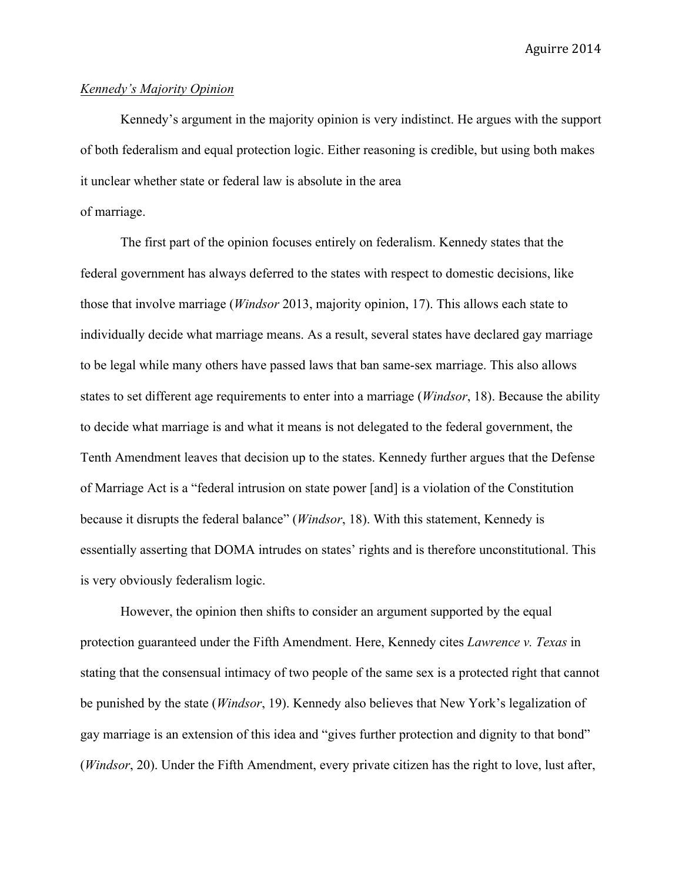*Kennedy's Majority Opinion*

Kennedy's argument in the majority opinion is very indistinct. He argues with the support of both federalism and equal protection logic. Either reasoning is credible, but using both makes it unclear whether state or federal law is absolute in the area of marriage.

The first part of the opinion focuses entirely on federalism. Kennedy states that the federal government has always deferred to the states with respect to domestic decisions, like those that involve marriage (*Windsor* 2013, majority opinion, 17). This allows each state to individually decide what marriage means. As a result, several states have declared gay marriage to be legal while many others have passed laws that ban same-sex marriage. This also allows states to set different age requirements to enter into a marriage (*Windsor*, 18). Because the ability to decide what marriage is and what it means is not delegated to the federal government, the Tenth Amendment leaves that decision up to the states. Kennedy further argues that the Defense of Marriage Act is a "federal intrusion on state power [and] is a violation of the Constitution because it disrupts the federal balance" (*Windsor*, 18). With this statement, Kennedy is essentially asserting that DOMA intrudes on states' rights and is therefore unconstitutional. This is very obviously federalism logic.

However, the opinion then shifts to consider an argument supported by the equal protection guaranteed under the Fifth Amendment. Here, Kennedy cites *Lawrence v. Texas* in stating that the consensual intimacy of two people of the same sex is a protected right that cannot be punished by the state (*Windsor*, 19). Kennedy also believes that New York's legalization of gay marriage is an extension of this idea and "gives further protection and dignity to that bond" (*Windsor*, 20). Under the Fifth Amendment, every private citizen has the right to love, lust after,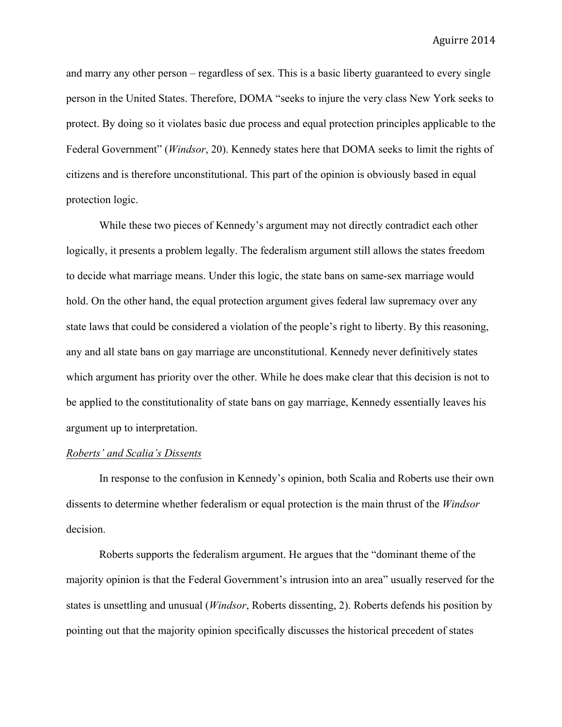and marry any other person – regardless of sex. This is a basic liberty guaranteed to every single person in the United States. Therefore, DOMA "seeks to injure the very class New York seeks to protect. By doing so it violates basic due process and equal protection principles applicable to the Federal Government" (*Windsor*, 20). Kennedy states here that DOMA seeks to limit the rights of citizens and is therefore unconstitutional. This part of the opinion is obviously based in equal protection logic.

While these two pieces of Kennedy's argument may not directly contradict each other logically, it presents a problem legally. The federalism argument still allows the states freedom to decide what marriage means. Under this logic, the state bans on same-sex marriage would hold. On the other hand, the equal protection argument gives federal law supremacy over any state laws that could be considered a violation of the people's right to liberty. By this reasoning, any and all state bans on gay marriage are unconstitutional. Kennedy never definitively states which argument has priority over the other. While he does make clear that this decision is not to be applied to the constitutionality of state bans on gay marriage, Kennedy essentially leaves his argument up to interpretation.

*Roberts' and Scalia's Dissents*

In response to the confusion in Kennedy's opinion, both Scalia and Roberts use their own dissents to determine whether federalism or equal protection is the main thrust of the *Windsor* decision.

Roberts supports the federalism argument. He argues that the "dominant theme of the majority opinion is that the Federal Government's intrusion into an area" usually reserved for the states is unsettling and unusual (*Windsor*, Roberts dissenting, 2). Roberts defends his position by pointing out that the majority opinion specifically discusses the historical precedent of states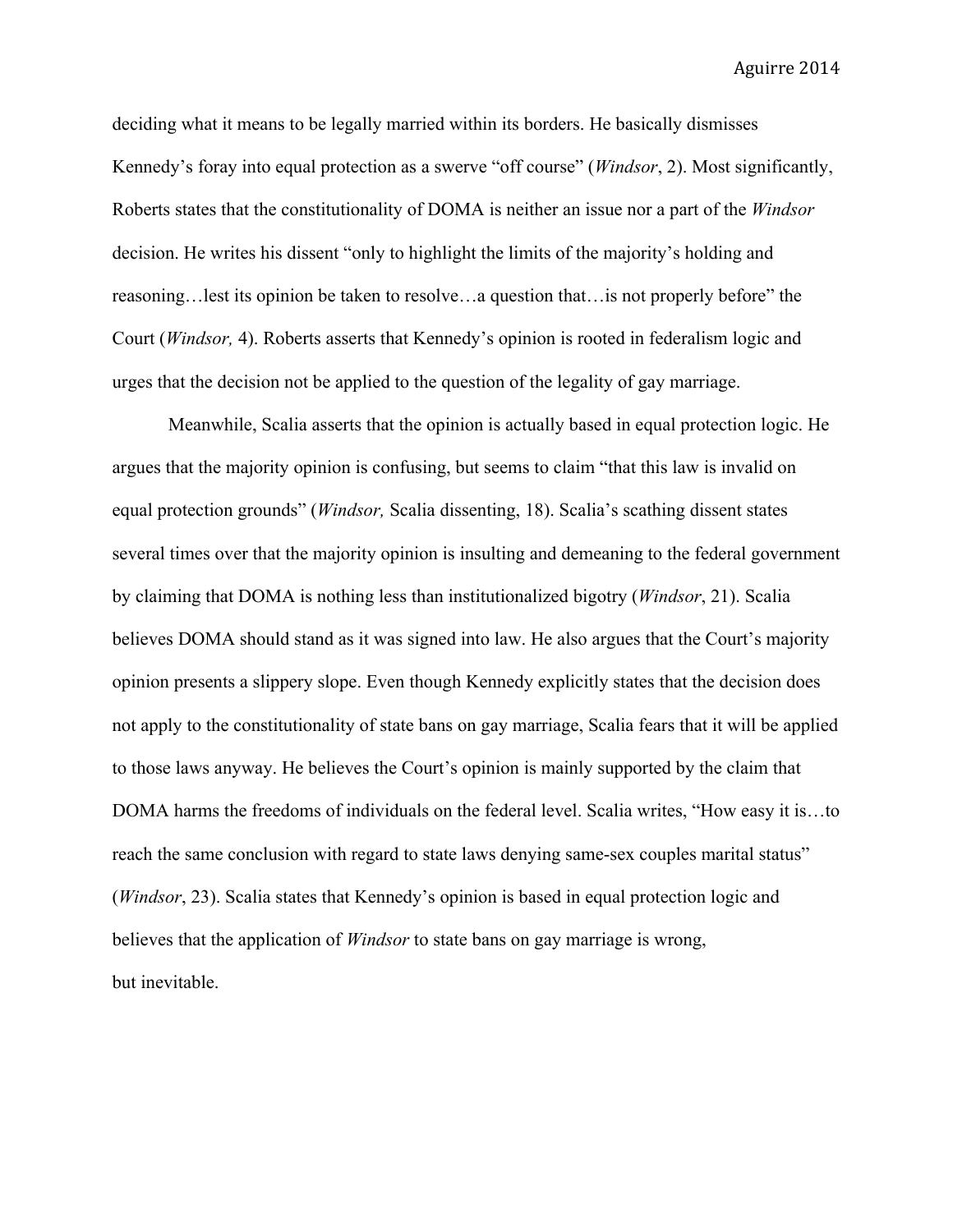deciding what it means to be legally married within its borders. He basically dismisses Kennedy's foray into equal protection as a swerve "off course" (*Windsor*, 2). Most significantly, Roberts states that the constitutionality of DOMA is neither an issue nor a part of the *Windsor* decision. He writes his dissent "only to highlight the limits of the majority's holding and reasoning…lest its opinion be taken to resolve…a question that…is not properly before" the Court (*Windsor,* 4). Roberts asserts that Kennedy's opinion is rooted in federalism logic and urges that the decision not be applied to the question of the legality of gay marriage.

Meanwhile, Scalia asserts that the opinion is actually based in equal protection logic. He argues that the majority opinion is confusing, but seems to claim "that this law is invalid on equal protection grounds" (*Windsor,* Scalia dissenting, 18). Scalia's scathing dissent states several times over that the majority opinion is insulting and demeaning to the federal government by claiming that DOMA is nothing less than institutionalized bigotry (*Windsor*, 21). Scalia believes DOMA should stand as it was signed into law. He also argues that the Court's majority opinion presents a slippery slope. Even though Kennedy explicitly states that the decision does not apply to the constitutionality of state bans on gay marriage, Scalia fears that it will be applied to those laws anyway. He believes the Court's opinion is mainly supported by the claim that DOMA harms the freedoms of individuals on the federal level. Scalia writes, "How easy it is…to reach the same conclusion with regard to state laws denying same-sex couples marital status" (*Windsor*, 23). Scalia states that Kennedy's opinion is based in equal protection logic and believes that the application of *Windsor* to state bans on gay marriage is wrong, but inevitable.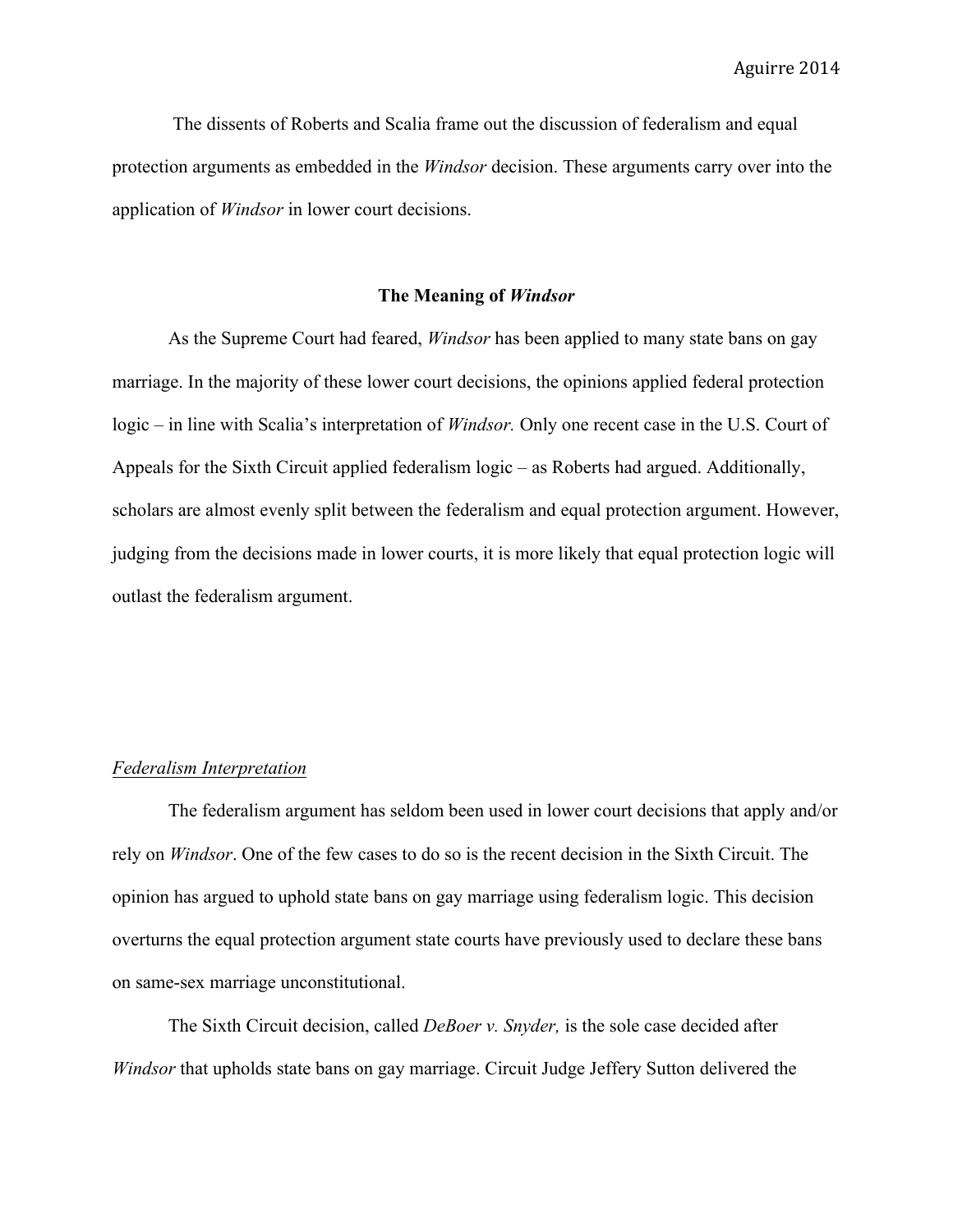The dissents of Roberts and Scalia frame out the discussion of federalism and equal protection arguments as embedded in the *Windsor* decision. These arguments carry over into the application of *Windsor* in lower court decisions.

## The Meaning of *Windsor*

As the Supreme Court had feared, *Windsor* has been applied to many state bans on gay marriage. In the majority of these lower court decisions, the opinions applied federal protection logic – in line with Scalia's interpretation of *Windsor.* Only one recent case in the U.S. Court of Appeals for the Sixth Circuit applied federalism logic – as Roberts had argued. Additionally, scholars are almost evenly split between the federalism and equal protection argument. However, judging from the decisions made in lower courts, it is more likely that equal protection logic will outlast the federalism argument.

### *Federalism Interpretation*

The federalism argument has seldom been used in lower court decisions that apply and/or rely on *Windsor*. One of the few cases to do so is the recent decision in the Sixth Circuit. The opinion has argued to uphold state bans on gay marriage using federalism logic. This decision overturns the equal protection argument state courts have previously used to declare these bans on same-sex marriage unconstitutional.

The Sixth Circuit decision, called *DeBoer v. Snyder,* is the sole case decided after *Windsor* that upholds state bans on gay marriage. Circuit Judge Jeffery Sutton delivered the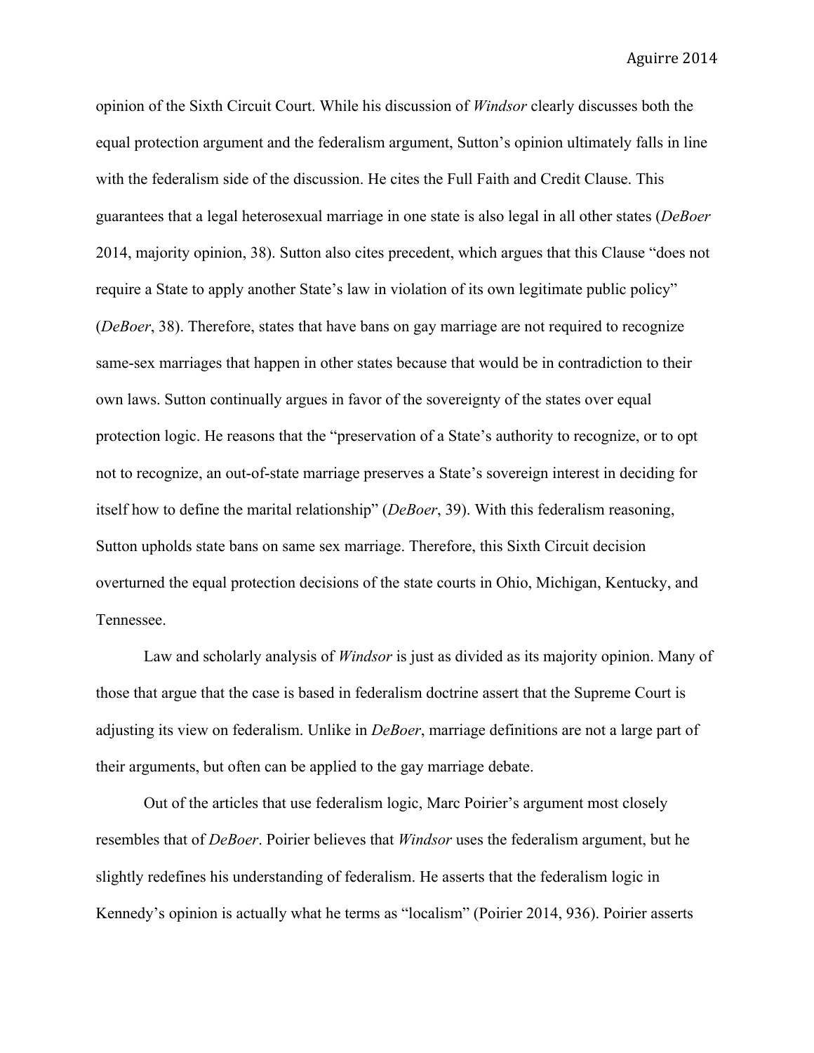opinion of the Sixth Circuit Court. While his discussion of *Windsor* clearly discusses both the equal protection argument and the federalism argument, Sutton's opinion ultimately falls in line with the federalism side of the discussion. He cites the Full Faith and Credit Clause. This guarantees that a legal heterosexual marriage in one state is also legal in all other states (*DeBoer* 2014, majority opinion, 38). Sutton also cites precedent, which argues that this Clause "does not require a State to apply another State's law in violation of its own legitimate public policy" (*DeBoer*, 38). Therefore, states that have bans on gay marriage are not required to recognize same-sex marriages that happen in other states because that would be in contradiction to their own laws. Sutton continually argues in favor of the sovereignty of the states over equal protection logic. He reasons that the "preservation of a State's authority to recognize, or to opt not to recognize, an out-of-state marriage preserves a State's sovereign interest in deciding for itself how to define the marital relationship" (*DeBoer*, 39). With this federalism reasoning, Sutton upholds state bans on same sex marriage. Therefore, this Sixth Circuit decision overturned the equal protection decisions of the state courts in Ohio, Michigan, Kentucky, and Tennessee.

Law and scholarly analysis of *Windsor* is just as divided as its majority opinion. Many of those that argue that the case is based in federalism doctrine assert that the Supreme Court is adjusting its view on federalism. Unlike in *DeBoer*, marriage definitions are not a large part of their arguments, but often can be applied to the gay marriage debate.

Out of the articles that use federalism logic, Marc Poirier's argument most closely resembles that of *DeBoer*. Poirier believes that *Windsor* uses the federalism argument, but he slightly redefines his understanding of federalism. He asserts that the federalism logic in Kennedy's opinion is actually what he terms as "localism" (Poirier 2014, 936). Poirier asserts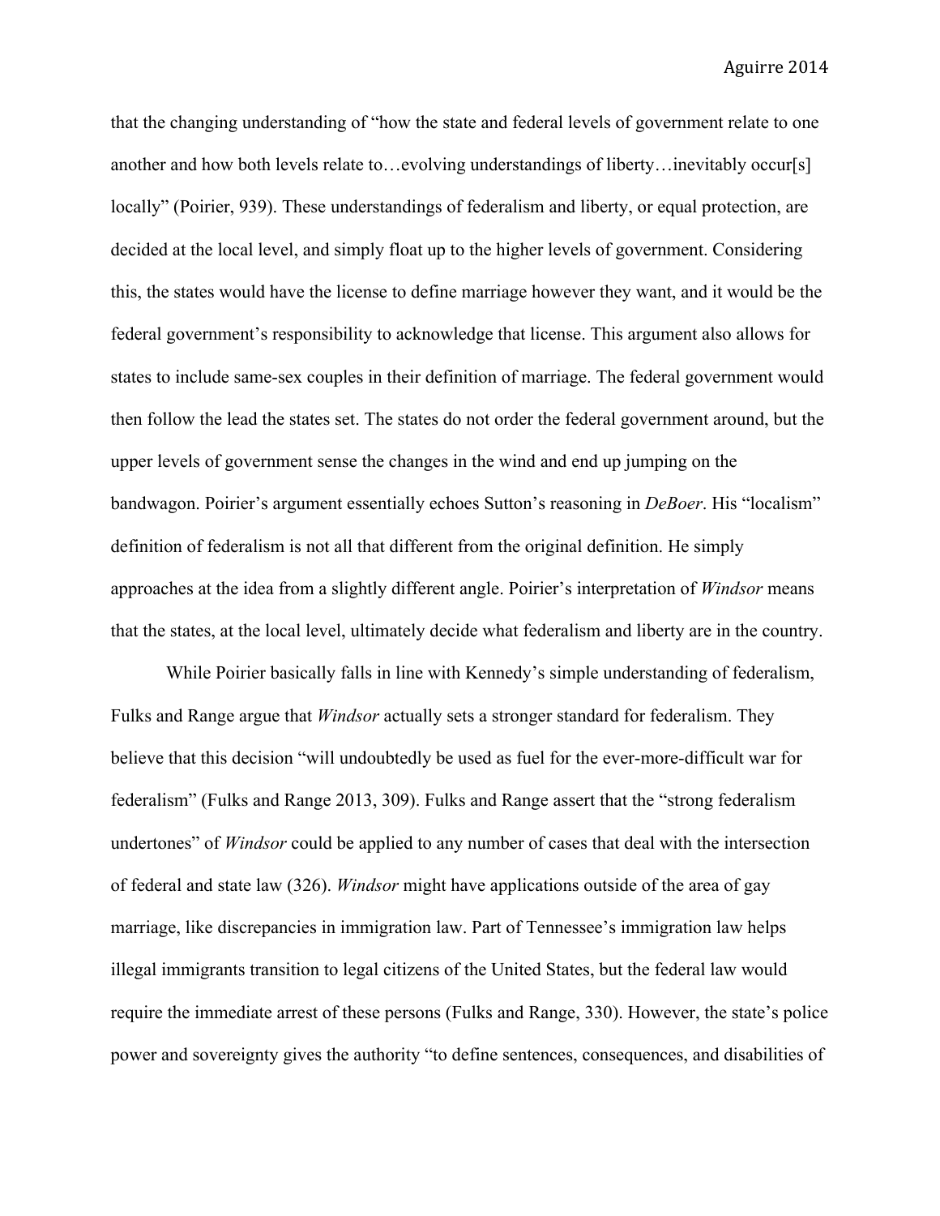that the changing understanding of "how the state and federal levels of government relate to one another and how both levels relate to…evolving understandings of liberty…inevitably occur[s] locally" (Poirier, 939). These understandings of federalism and liberty, or equal protection, are decided at the local level, and simply float up to the higher levels of government. Considering this, the states would have the license to define marriage however they want, and it would be the federal government's responsibility to acknowledge that license. This argument also allows for states to include same-sex couples in their definition of marriage. The federal government would then follow the lead the states set. The states do not order the federal government around, but the upper levels of government sense the changes in the wind and end up jumping on the bandwagon. Poirier's argument essentially echoes Sutton's reasoning in *DeBoer*. His "localism" definition of federalism is not all that different from the original definition. He simply approaches at the idea from a slightly different angle. Poirier's interpretation of *Windsor* means that the states, at the local level, ultimately decide what federalism and liberty are in the country.

While Poirier basically falls in line with Kennedy's simple understanding of federalism, Fulks and Range argue that *Windsor* actually sets a stronger standard for federalism. They believe that this decision "will undoubtedly be used as fuel for the ever-more-difficult war for federalism" (Fulks and Range 2013, 309). Fulks and Range assert that the "strong federalism undertones" of *Windsor* could be applied to any number of cases that deal with the intersection of federal and state law (326). *Windsor* might have applications outside of the area of gay marriage, like discrepancies in immigration law. Part of Tennessee's immigration law helps illegal immigrants transition to legal citizens of the United States, but the federal law would require the immediate arrest of these persons (Fulks and Range, 330). However, the state's police power and sovereignty gives the authority "to define sentences, consequences, and disabilities of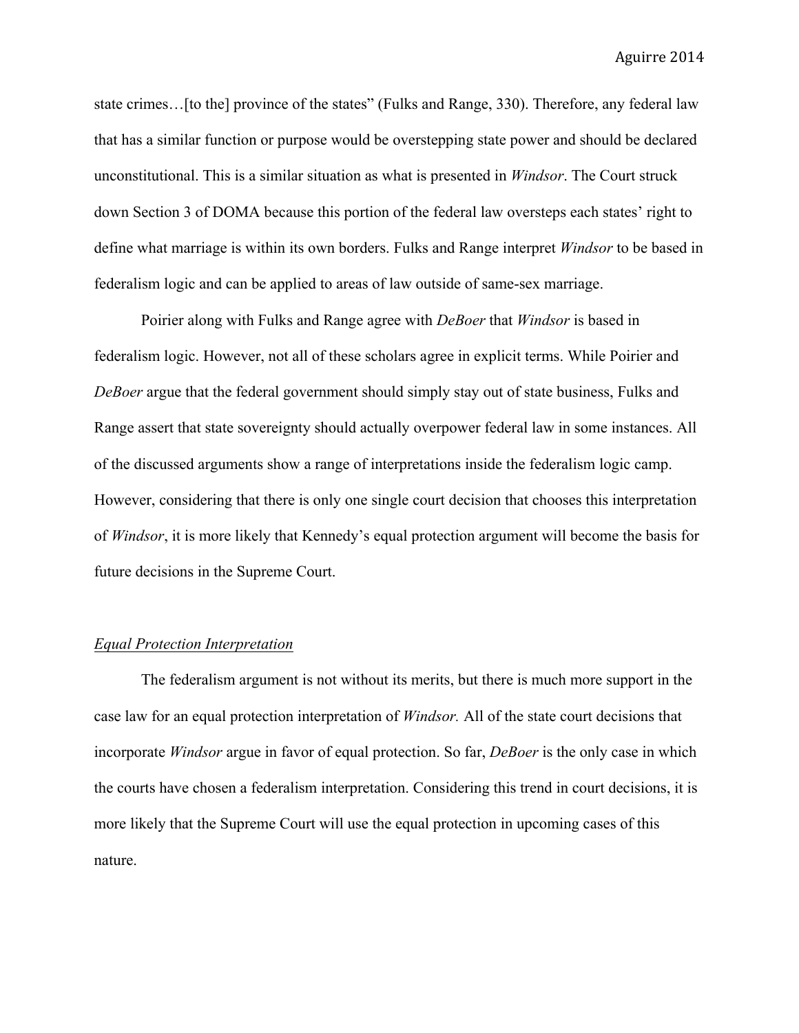state crimes…[to the] province of the states" (Fulks and Range, 330). Therefore, any federal law that has a similar function or purpose would be overstepping state power and should be declared unconstitutional. This is a similar situation as what is presented in *Windsor*. The Court struck down Section 3 of DOMA because this portion of the federal law oversteps each states' right to define what marriage is within its own borders. Fulks and Range interpret *Windsor* to be based in federalism logic and can be applied to areas of law outside of same-sex marriage.

Poirier along with Fulks and Range agree with *DeBoer* that *Windsor* is based in federalism logic. However, not all of these scholars agree in explicit terms. While Poirier and *DeBoer* argue that the federal government should simply stay out of state business, Fulks and Range assert that state sovereignty should actually overpower federal law in some instances. All of the discussed arguments show a range of interpretations inside the federalism logic camp. However, considering that there is only one single court decision that chooses this interpretation of *Windsor*, it is more likely that Kennedy's equal protection argument will become the basis for future decisions in the Supreme Court.

<u>*Equal Protection Interpretation*</u>

The federalism argument is not without its merits, but there is much more support in the case law for an equal protection interpretation of *Windsor.* All of the state court decisions that incorporate *Windsor* argue in favor of equal protection. So far, *DeBoer* is the only case in which the courts have chosen a federalism interpretation. Considering this trend in court decisions, it is more likely that the Supreme Court will use the equal protection in upcoming cases of this nature.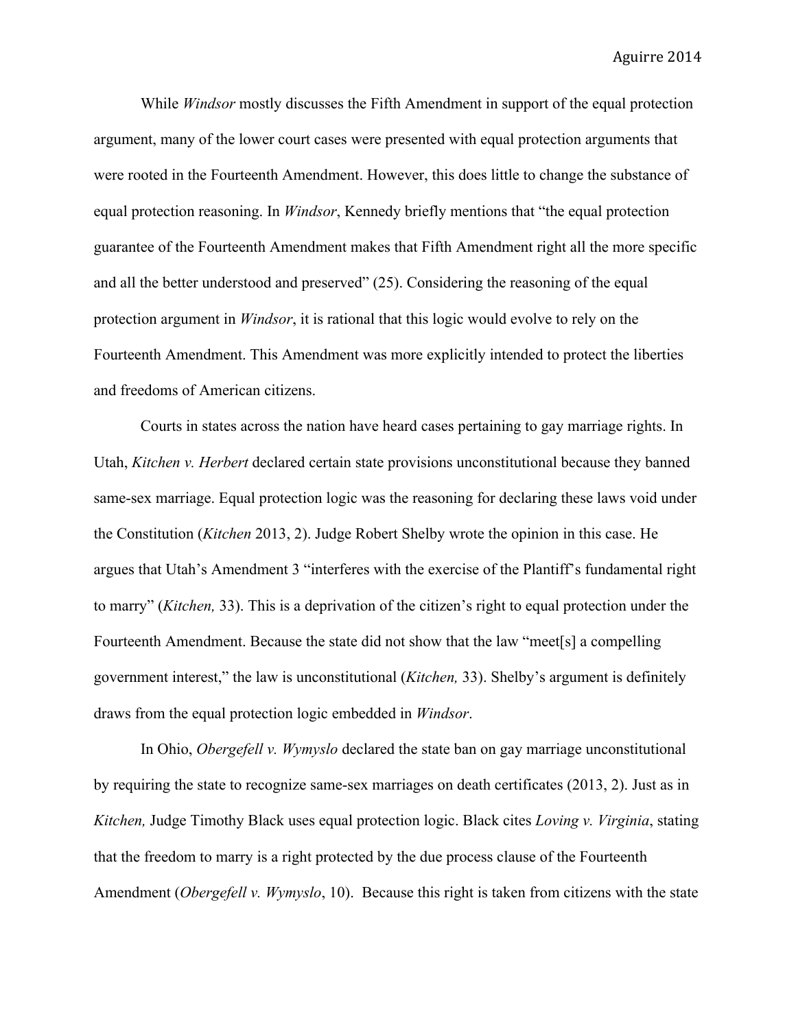While *Windsor* mostly discusses the Fifth Amendment in support of the equal protection argument, many of the lower court cases were presented with equal protection arguments that were rooted in the Fourteenth Amendment. However, this does little to change the substance of equal protection reasoning. In *Windsor*, Kennedy briefly mentions that "the equal protection guarantee of the Fourteenth Amendment makes that Fifth Amendment right all the more specific and all the better understood and preserved" (25). Considering the reasoning of the equal protection argument in *Windsor*, it is rational that this logic would evolve to rely on the Fourteenth Amendment. This Amendment was more explicitly intended to protect the liberties and freedoms of American citizens.

Courts in states across the nation have heard cases pertaining to gay marriage rights. In Utah, *Kitchen v. Herbert* declared certain state provisions unconstitutional because they banned same-sex marriage. Equal protection logic was the reasoning for declaring these laws void under the Constitution (*Kitchen* 2013, 2). Judge Robert Shelby wrote the opinion in this case. He argues that Utah's Amendment 3 "interferes with the exercise of the Plantiff's fundamental right to marry" (*Kitchen,* 33). This is a deprivation of the citizen's right to equal protection under the Fourteenth Amendment. Because the state did not show that the law "meet[s] a compelling government interest," the law is unconstitutional (*Kitchen,* 33). Shelby's argument is definitely draws from the equal protection logic embedded in *Windsor*.

In Ohio, *Obergefell v. Wymyslo* declared the state ban on gay marriage unconstitutional by requiring the state to recognize same-sex marriages on death certificates (2013, 2). Just as in *Kitchen,* Judge Timothy Black uses equal protection logic. Black cites *Loving v. Virginia*, stating that the freedom to marry is a right protected by the due process clause of the Fourteenth Amendment (*Obergefell v. Wymyslo*, 10). Because this right is taken from citizens with the state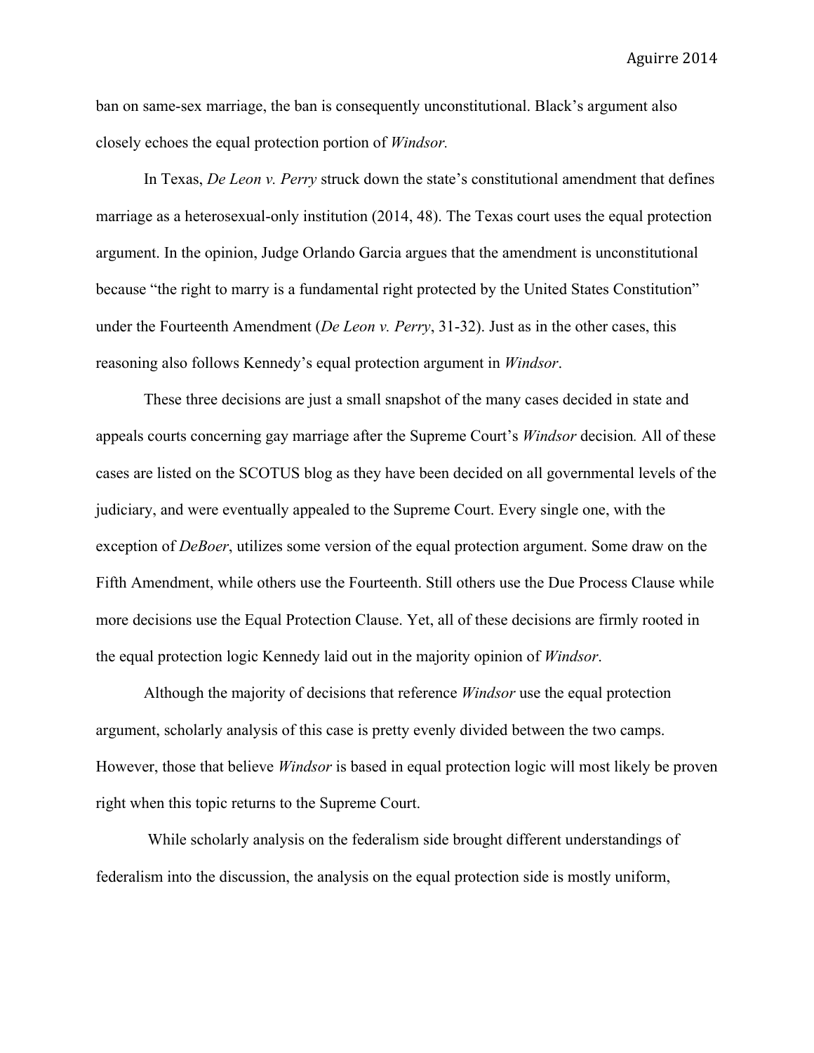ban on same-sex marriage, the ban is consequently unconstitutional. Black's argument also closely echoes the equal protection portion of *Windsor.*

In Texas, *De Leon v. Perry* struck down the state's constitutional amendment that defines marriage as a heterosexual-only institution (2014, 48). The Texas court uses the equal protection argument. In the opinion, Judge Orlando Garcia argues that the amendment is unconstitutional because "the right to marry is a fundamental right protected by the United States Constitution" under the Fourteenth Amendment (*De Leon v. Perry*, 31-32). Just as in the other cases, this reasoning also follows Kennedy's equal protection argument in *Windsor*.

These three decisions are just a small snapshot of the many cases decided in state and appeals courts concerning gay marriage after the Supreme Court's *Windsor* decision*.* All of these cases are listed on the SCOTUS blog as they have been decided on all governmental levels of the judiciary, and were eventually appealed to the Supreme Court. Every single one, with the exception of *DeBoer*, utilizes some version of the equal protection argument. Some draw on the Fifth Amendment, while others use the Fourteenth. Still others use the Due Process Clause while more decisions use the Equal Protection Clause. Yet, all of these decisions are firmly rooted in the equal protection logic Kennedy laid out in the majority opinion of *Windsor*.

Although the majority of decisions that reference *Windsor* use the equal protection argument, scholarly analysis of this case is pretty evenly divided between the two camps. However, those that believe *Windsor* is based in equal protection logic will most likely be proven right when this topic returns to the Supreme Court.

While scholarly analysis on the federalism side brought different understandings of federalism into the discussion, the analysis on the equal protection side is mostly uniform,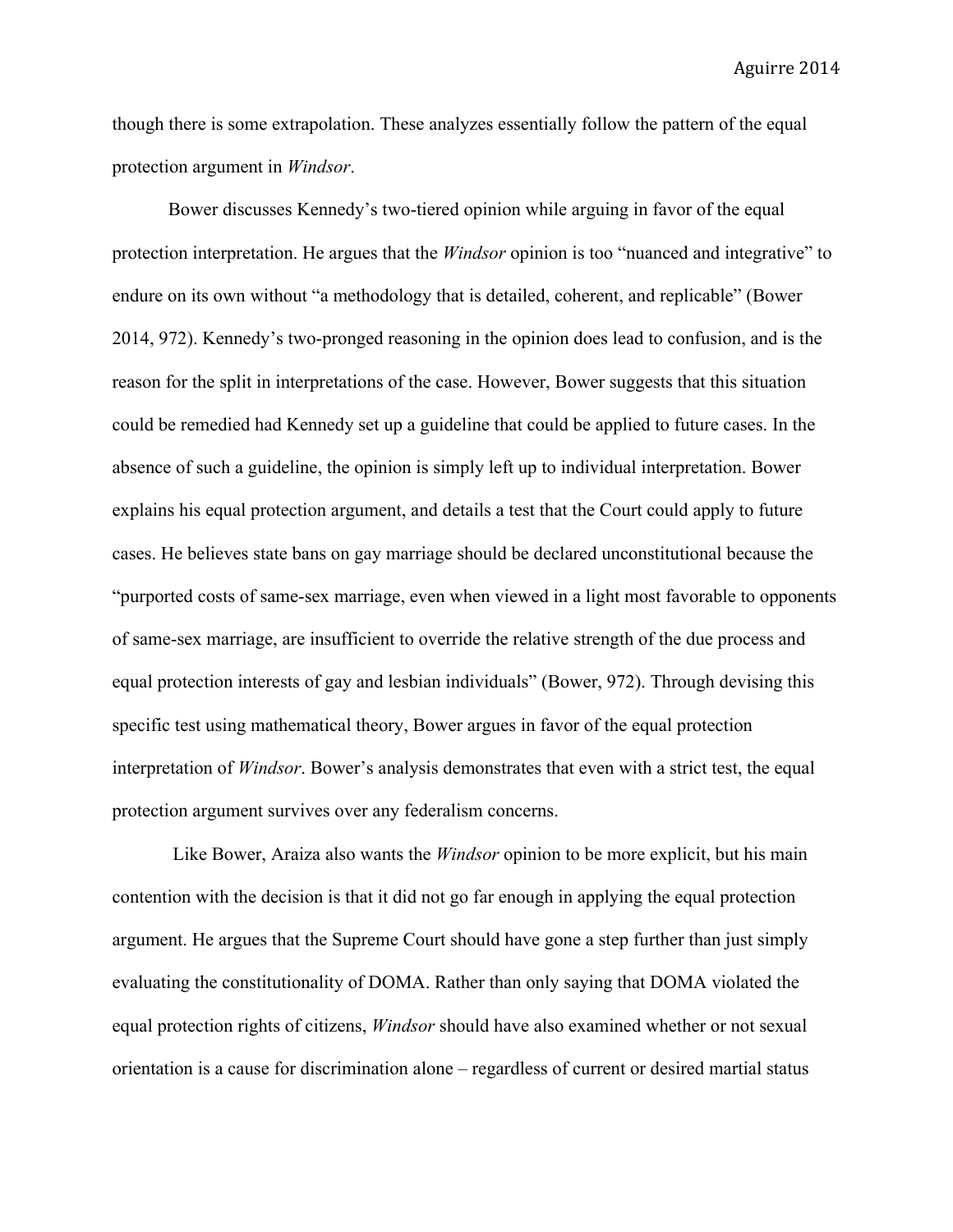though there is some extrapolation. These analyzes essentially follow the pattern of the equal protection argument in *Windsor*.

Bower discusses Kennedy's two-tiered opinion while arguing in favor of the equal protection interpretation. He argues that the *Windsor* opinion is too "nuanced and integrative" to endure on its own without "a methodology that is detailed, coherent, and replicable" (Bower 2014, 972). Kennedy's two-pronged reasoning in the opinion does lead to confusion, and is the reason for the split in interpretations of the case. However, Bower suggests that this situation could be remedied had Kennedy set up a guideline that could be applied to future cases. In the absence of such a guideline, the opinion is simply left up to individual interpretation. Bower explains his equal protection argument, and details a test that the Court could apply to future cases. He believes state bans on gay marriage should be declared unconstitutional because the "purported costs of same-sex marriage, even when viewed in a light most favorable to opponents of same-sex marriage, are insufficient to override the relative strength of the due process and equal protection interests of gay and lesbian individuals" (Bower, 972). Through devising this specific test using mathematical theory, Bower argues in favor of the equal protection interpretation of *Windsor*. Bower's analysis demonstrates that even with a strict test, the equal protection argument survives over any federalism concerns.

Like Bower, Araiza also wants the *Windsor* opinion to be more explicit, but his main contention with the decision is that it did not go far enough in applying the equal protection argument. He argues that the Supreme Court should have gone a step further than just simply evaluating the constitutionality of DOMA. Rather than only saying that DOMA violated the equal protection rights of citizens, *Windsor* should have also examined whether or not sexual orientation is a cause for discrimination alone – regardless of current or desired martial status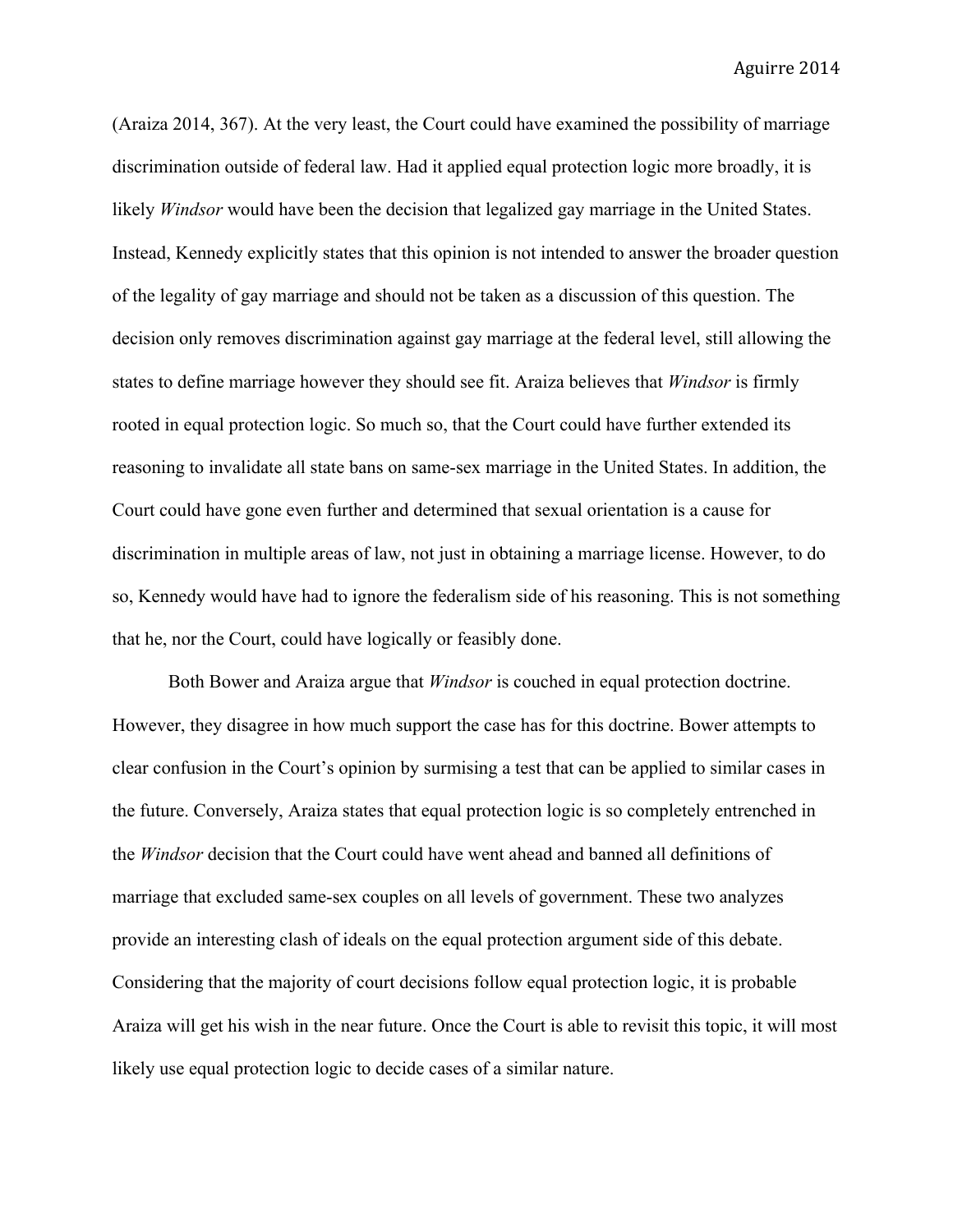(Araiza 2014, 367). At the very least, the Court could have examined the possibility of marriage discrimination outside of federal law. Had it applied equal protection logic more broadly, it is likely *Windsor* would have been the decision that legalized gay marriage in the United States. Instead, Kennedy explicitly states that this opinion is not intended to answer the broader question of the legality of gay marriage and should not be taken as a discussion of this question. The decision only removes discrimination against gay marriage at the federal level, still allowing the states to define marriage however they should see fit. Araiza believes that *Windsor* is firmly rooted in equal protection logic. So much so, that the Court could have further extended its reasoning to invalidate all state bans on same-sex marriage in the United States. In addition, the Court could have gone even further and determined that sexual orientation is a cause for discrimination in multiple areas of law, not just in obtaining a marriage license. However, to do so, Kennedy would have had to ignore the federalism side of his reasoning. This is not something that he, nor the Court, could have logically or feasibly done.

Both Bower and Araiza argue that *Windsor* is couched in equal protection doctrine. However, they disagree in how much support the case has for this doctrine. Bower attempts to clear confusion in the Court's opinion by surmising a test that can be applied to similar cases in the future. Conversely, Araiza states that equal protection logic is so completely entrenched in the *Windsor* decision that the Court could have went ahead and banned all definitions of marriage that excluded same-sex couples on all levels of government. These two analyzes provide an interesting clash of ideals on the equal protection argument side of this debate. Considering that the majority of court decisions follow equal protection logic, it is probable Araiza will get his wish in the near future. Once the Court is able to revisit this topic, it will most likely use equal protection logic to decide cases of a similar nature.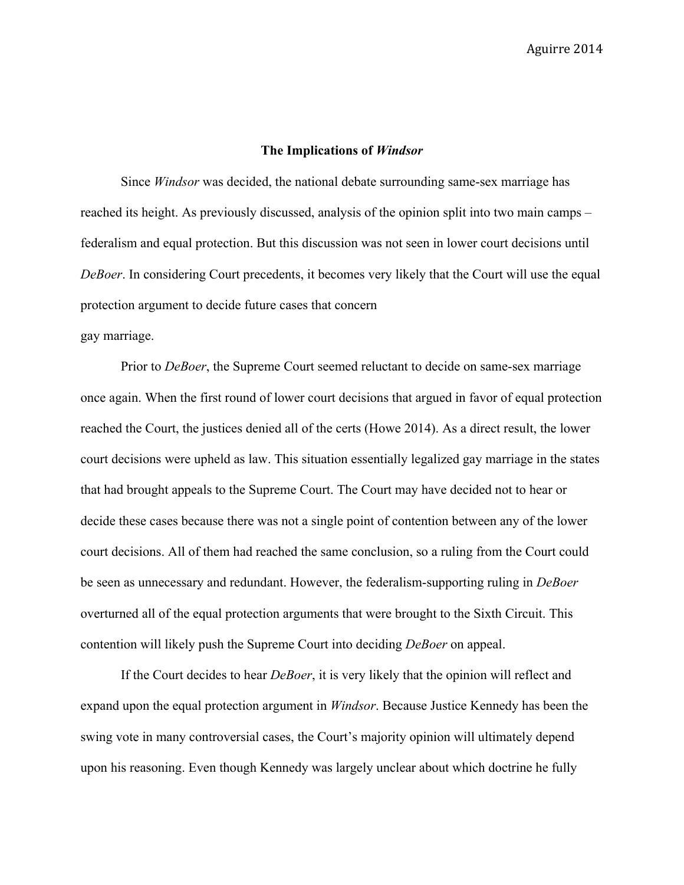## The Implications of *Windsor*

Since *Windsor* was decided, the national debate surrounding same-sex marriage has reached its height. As previously discussed, analysis of the opinion split into two main camps – federalism and equal protection. But this discussion was not seen in lower court decisions until *DeBoer*. In considering Court precedents, it becomes very likely that the Court will use the equal protection argument to decide future cases that concern gay marriage.

Prior to *DeBoer*, the Supreme Court seemed reluctant to decide on same-sex marriage once again. When the first round of lower court decisions that argued in favor of equal protection reached the Court, the justices denied all of the certs (Howe 2014). As a direct result, the lower court decisions were upheld as law. This situation essentially legalized gay marriage in the states that had brought appeals to the Supreme Court. The Court may have decided not to hear or decide these cases because there was not a single point of contention between any of the lower court decisions. All of them had reached the same conclusion, so a ruling from the Court could be seen as unnecessary and redundant. However, the federalism-supporting ruling in *DeBoer* overturned all of the equal protection arguments that were brought to the Sixth Circuit. This contention will likely push the Supreme Court into deciding *DeBoer* on appeal.

If the Court decides to hear *DeBoer*, it is very likely that the opinion will reflect and expand upon the equal protection argument in *Windsor*. Because Justice Kennedy has been the swing vote in many controversial cases, the Court's majority opinion will ultimately depend upon his reasoning. Even though Kennedy was largely unclear about which doctrine he fully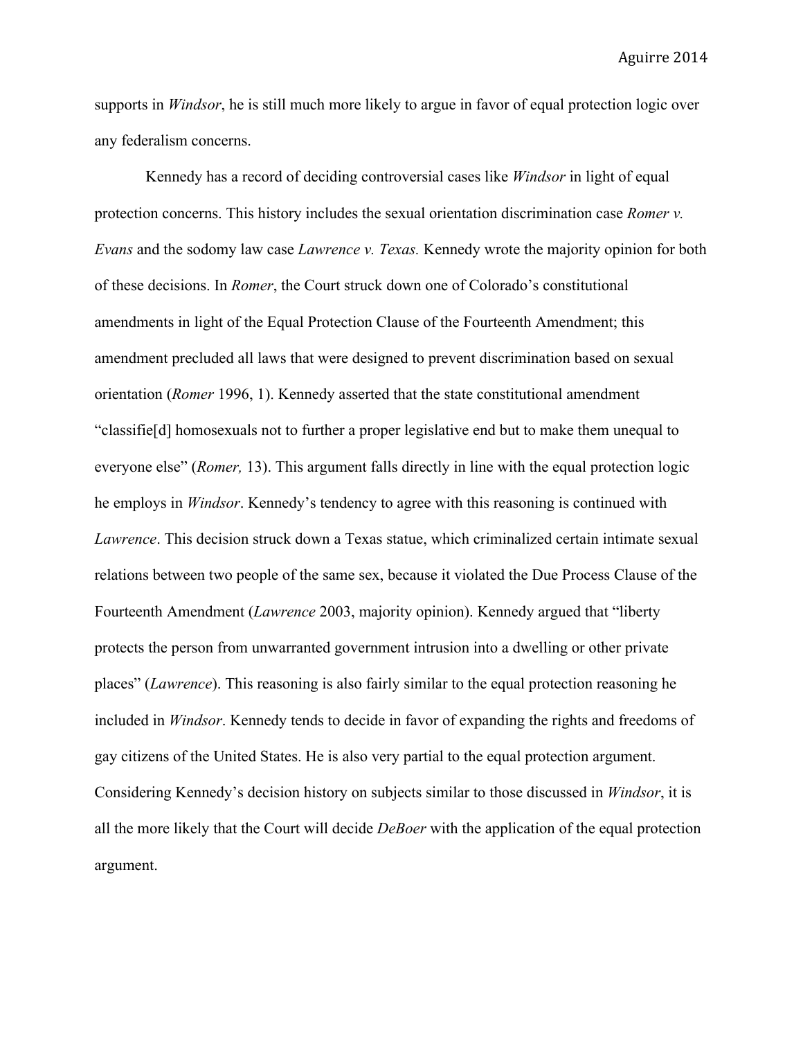supports in *Windsor*, he is still much more likely to argue in favor of equal protection logic over any federalism concerns.

Kennedy has a record of deciding controversial cases like *Windsor* in light of equal protection concerns. This history includes the sexual orientation discrimination case *Romer v. Evans* and the sodomy law case *Lawrence v. Texas.* Kennedy wrote the majority opinion for both of these decisions. In *Romer*, the Court struck down one of Colorado's constitutional amendments in light of the Equal Protection Clause of the Fourteenth Amendment; this amendment precluded all laws that were designed to prevent discrimination based on sexual orientation (*Romer* 1996, 1). Kennedy asserted that the state constitutional amendment "classifie[d] homosexuals not to further a proper legislative end but to make them unequal to everyone else" (*Romer,* 13). This argument falls directly in line with the equal protection logic he employs in *Windsor*. Kennedy's tendency to agree with this reasoning is continued with *Lawrence*. This decision struck down a Texas statue, which criminalized certain intimate sexual relations between two people of the same sex, because it violated the Due Process Clause of the Fourteenth Amendment (*Lawrence* 2003, majority opinion). Kennedy argued that "liberty protects the person from unwarranted government intrusion into a dwelling or other private places" (*Lawrence*). This reasoning is also fairly similar to the equal protection reasoning he included in *Windsor*. Kennedy tends to decide in favor of expanding the rights and freedoms of gay citizens of the United States. He is also very partial to the equal protection argument. Considering Kennedy's decision history on subjects similar to those discussed in *Windsor*, it is all the more likely that the Court will decide *DeBoer* with the application of the equal protection argument.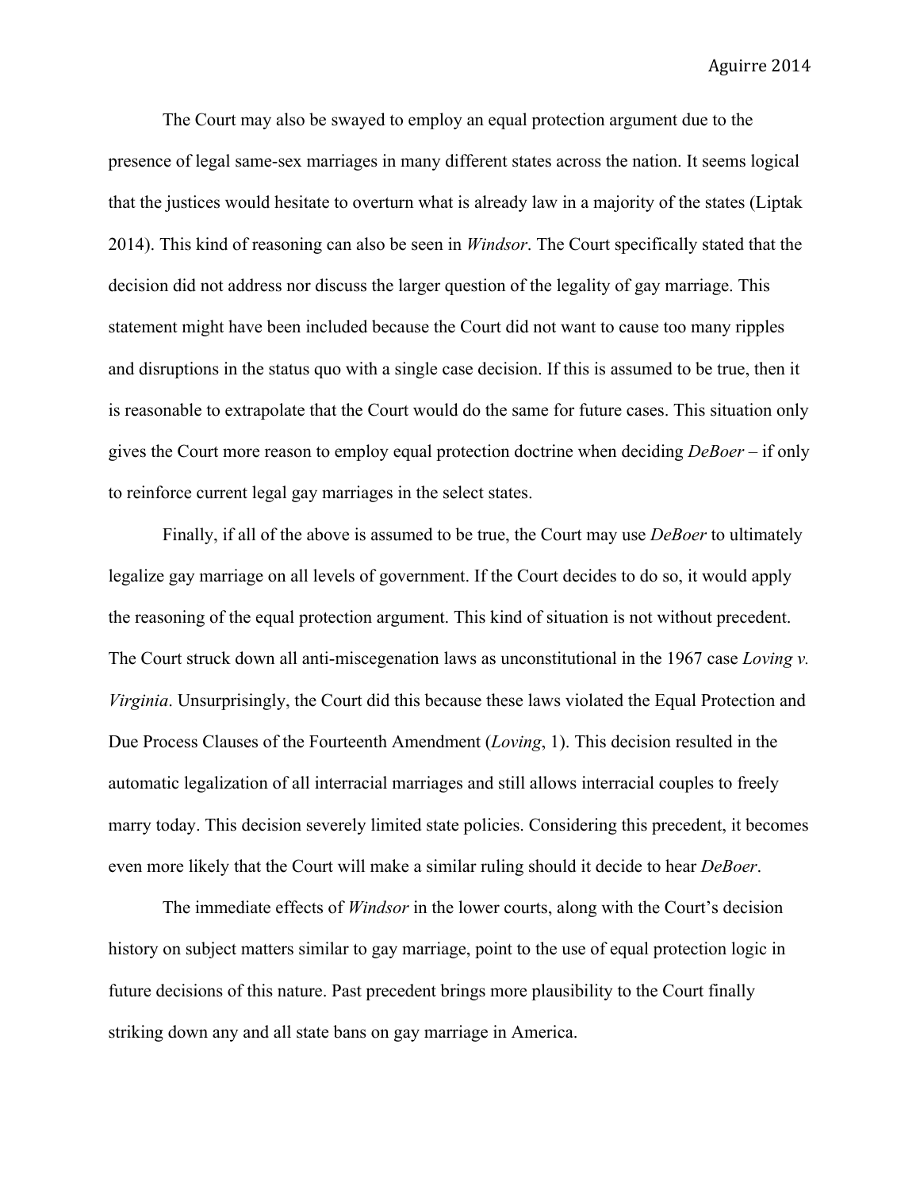The Court may also be swayed to employ an equal protection argument due to the presence of legal same-sex marriages in many different states across the nation. It seems logical that the justices would hesitate to overturn what is already law in a majority of the states (Liptak 2014). This kind of reasoning can also be seen in *Windsor*. The Court specifically stated that the decision did not address nor discuss the larger question of the legality of gay marriage. This statement might have been included because the Court did not want to cause too many ripples and disruptions in the status quo with a single case decision. If this is assumed to be true, then it is reasonable to extrapolate that the Court would do the same for future cases. This situation only gives the Court more reason to employ equal protection doctrine when deciding *DeBoer* – if only to reinforce current legal gay marriages in the select states.

Finally, if all of the above is assumed to be true, the Court may use *DeBoer* to ultimately legalize gay marriage on all levels of government. If the Court decides to do so, it would apply the reasoning of the equal protection argument. This kind of situation is not without precedent. The Court struck down all anti-miscegenation laws as unconstitutional in the 1967 case *Loving v. Virginia*. Unsurprisingly, the Court did this because these laws violated the Equal Protection and Due Process Clauses of the Fourteenth Amendment (*Loving*, 1). This decision resulted in the automatic legalization of all interracial marriages and still allows interracial couples to freely marry today. This decision severely limited state policies. Considering this precedent, it becomes even more likely that the Court will make a similar ruling should it decide to hear *DeBoer*.

The immediate effects of *Windsor* in the lower courts, along with the Court's decision history on subject matters similar to gay marriage, point to the use of equal protection logic in future decisions of this nature. Past precedent brings more plausibility to the Court finally striking down any and all state bans on gay marriage in America.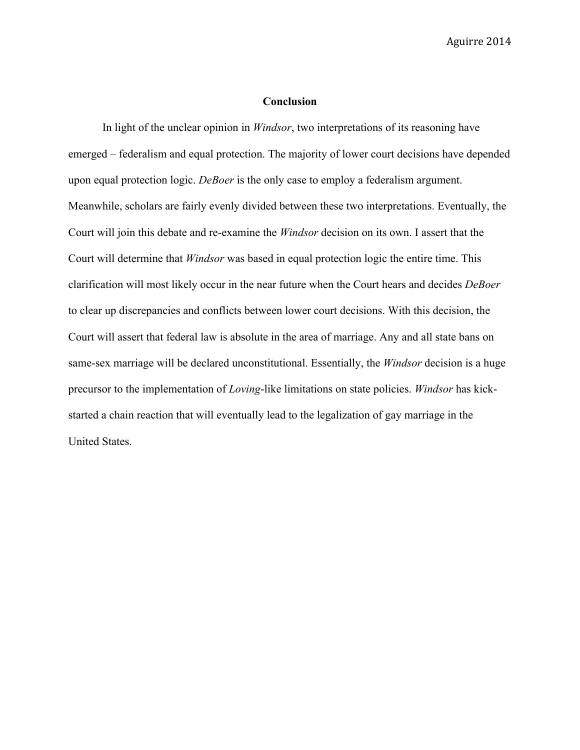## Conclusion

In light of the unclear opinion in *Windsor*, two interpretations of its reasoning have emerged – federalism and equal protection. The majority of lower court decisions have depended upon equal protection logic. *DeBoer* is the only case to employ a federalism argument. Meanwhile, scholars are fairly evenly divided between these two interpretations. Eventually, the Court will join this debate and re-examine the *Windsor* decision on its own. I assert that the Court will determine that *Windsor* was based in equal protection logic the entire time. This clarification will most likely occur in the near future when the Court hears and decides *DeBoer* to clear up discrepancies and conflicts between lower court decisions. With this decision, the Court will assert that federal law is absolute in the area of marriage. Any and all state bans on same-sex marriage will be declared unconstitutional. Essentially, the *Windsor* decision is a huge precursor to the implementation of *Loving*-like limitations on state policies. *Windsor* has kick-started a chain reaction that will eventually lead to the legalization of gay marriage in the United States.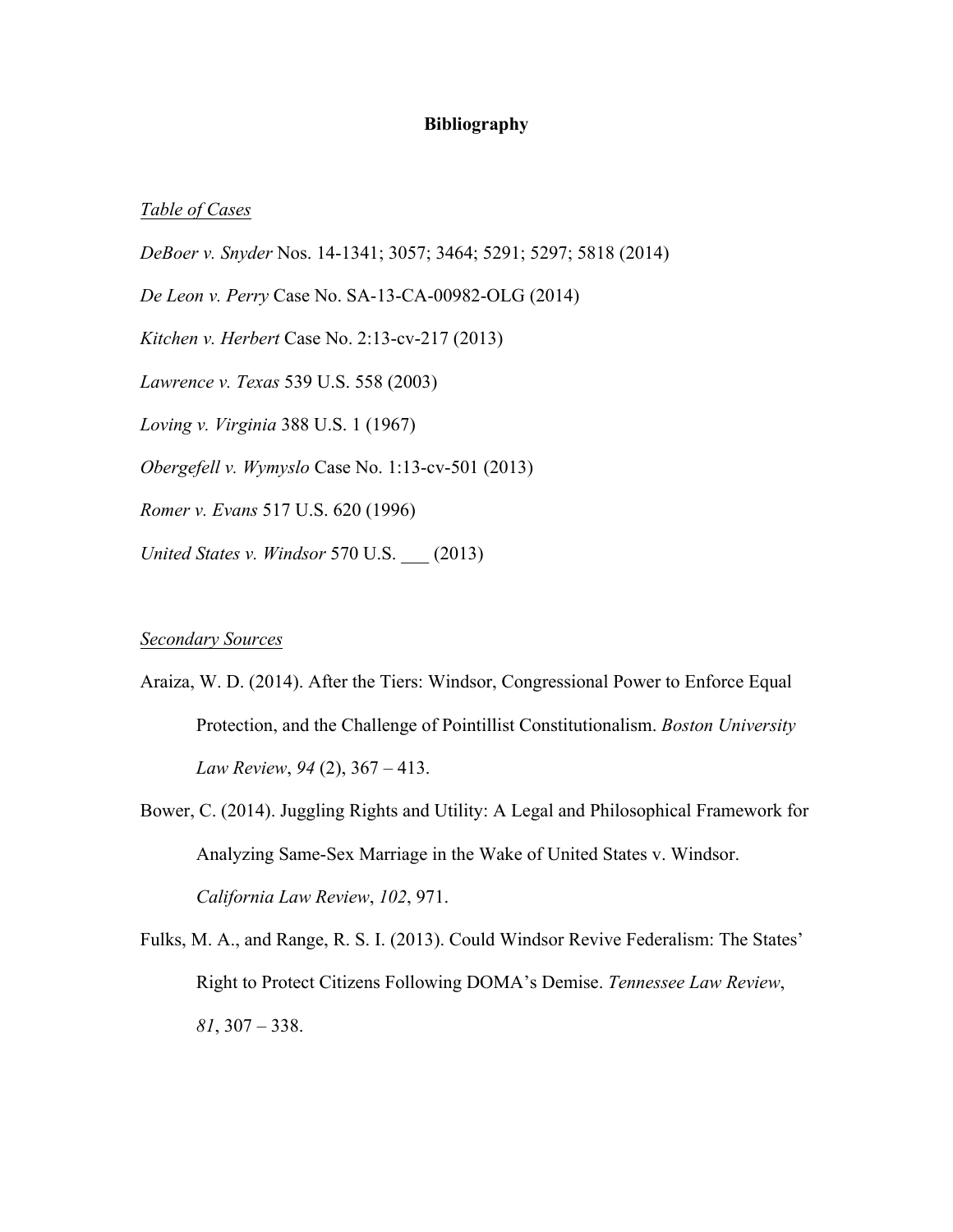**Bibliography**

*Table of Cases*

*DeBoer v. Snyder* Nos. 14-1341; 3057; 3464; 5291; 5297; 5818 (2014)

*De Leon v. Perry* Case No. SA-13-CA-00982-OLG (2014)

*Kitchen v. Herbert* Case No. 2:13-cv-217 (2013)

*Lawrence v. Texas* 539 U.S. 558 (2003)

*Loving v. Virginia* 388 U.S. 1 (1967)

*Obergefell v. Wymyslo* Case No. 1:13-cv-501 (2013)

*Romer v. Evans* 517 U.S. 620 (1996)

*United States v. Windsor* 570 U.S. ___ (2013)

*Secondary Sources*

Araiza, W. D. (2014). After the Tiers: Windsor, Congressional Power to Enforce Equal Protection, and the Challenge of Pointillist Constitutionalism. *Boston University Law Review*, *94* (2), 367 – 413.

Bower, C. (2014). Juggling Rights and Utility: A Legal and Philosophical Framework for Analyzing Same-Sex Marriage in the Wake of United States v. Windsor. *California Law Review*, *102*, 971.

Fulks, M. A., and Range, R. S. I. (2013). Could Windsor Revive Federalism: The States' Right to Protect Citizens Following DOMA's Demise. *Tennessee Law Review*, *81*, 307 – 338.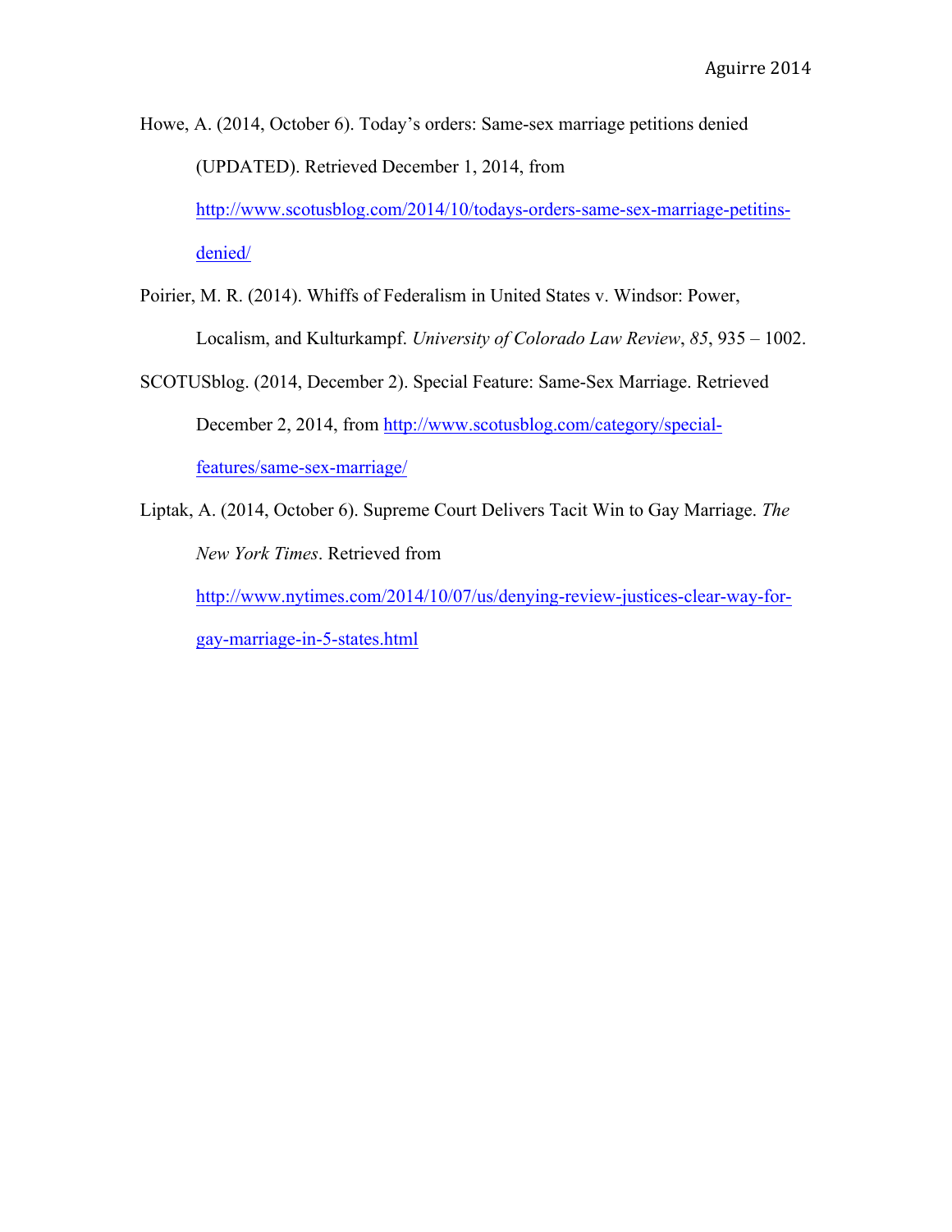Howe, A. (2014, October 6). Today's orders: Same-sex marriage petitions denied (UPDATED). Retrieved December 1, 2014, from [http://www.scotusblog.com/2014/10/todays-orders-same-sex-marriage-petitins-denied/](http://www.scotusblog.com/2014/10/todays-orders-same-sex-marriage-petitins-denied/)

Poirier, M. R. (2014). Whiffs of Federalism in United States v. Windsor: Power, Localism, and Kulturkampf. *University of Colorado Law Review*, *85*, 935 – 1002.

SCOTUSblog. (2014, December 2). Special Feature: Same-Sex Marriage. Retrieved December 2, 2014, from [http://www.scotusblog.com/category/special-features/same-sex-marriage/](http://www.scotusblog.com/category/special-features/same-sex-marriage/)

Liptak, A. (2014, October 6). Supreme Court Delivers Tacit Win to Gay Marriage. *The New York Times*. Retrieved from [http://www.nytimes.com/2014/10/07/us/denying-review-justices-clear-way-for-gay-marriage-in-5-states.html](http://www.nytimes.com/2014/10/07/us/denying-review-justices-clear-way-for-gay-marriage-in-5-states.html)